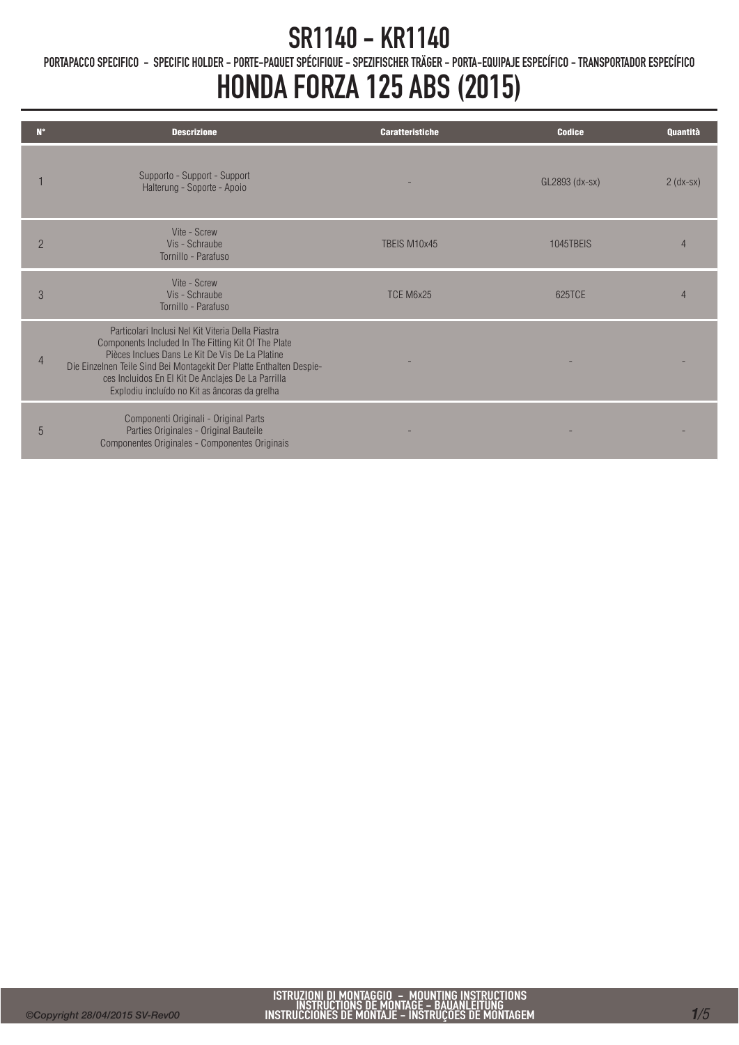# SR1140 - KR1140

PORTAPACCO SPECIFICO - SPECIFIC HOLDER - PORTE-PAQUET SPÉCIFIQUE - SPEZIFISCHER TRÄGER - PORTA-EQUIPAJE ESPECÍFICO - TRANSPORTADOR ESPECÍFICO

# HONDA FORZA 125 ABS (2015)

| N° | Descrizione | Caratteristiche | Codice | Quantità |
|---|---|---|---|---|
| 1 | Supporto - Support - Support<br>Halterung - Soporte - Apoio | - | GL2893 (dx-sx) | 2 (dx-sx) |
| 2 | Vite - Screw<br>Vis - Schraube<br>Tornillo - Parafuso | TBEIS M10x45 | 1045TBEIS | 4 |
| 3 | Vite - Screw<br>Vis - Schraube<br>Tornillo - Parafuso | TCE M6x25 | 625TCE | 4 |
| 4 | Particolari Inclusi Nel Kit Viteria Della Piastra<br>Components Included In The Fitting Kit Of The Plate<br>Pièces Inclues Dans Le Kit De Vis De La Platine<br>Die Einzelnen Teile Sind Bei Montagekit Der Platte Enthalten Despie-<br>ces Incluidos En El Kit De Anclajes De La Parrilla<br>Explodiu incluído no Kit as âncoras da grelha | - | - | - |
| 5 | Componenti Originali - Original Parts<br>Parties Originales - Original Bauteile<br>Componentes Originales - Componentes Originais | - | - | - |

ISTRUZIONI DI MONTAGGIO - MOUNTING INSTRUCTIONS
INSTRUCTIONS DE MONTAGE - BAUANLEITUNG
INSTRUCCIONES DE MONTAJE - INSTRUÇOES DE MONTAGEM

©Copyright 28/04/2015 SV-Rev00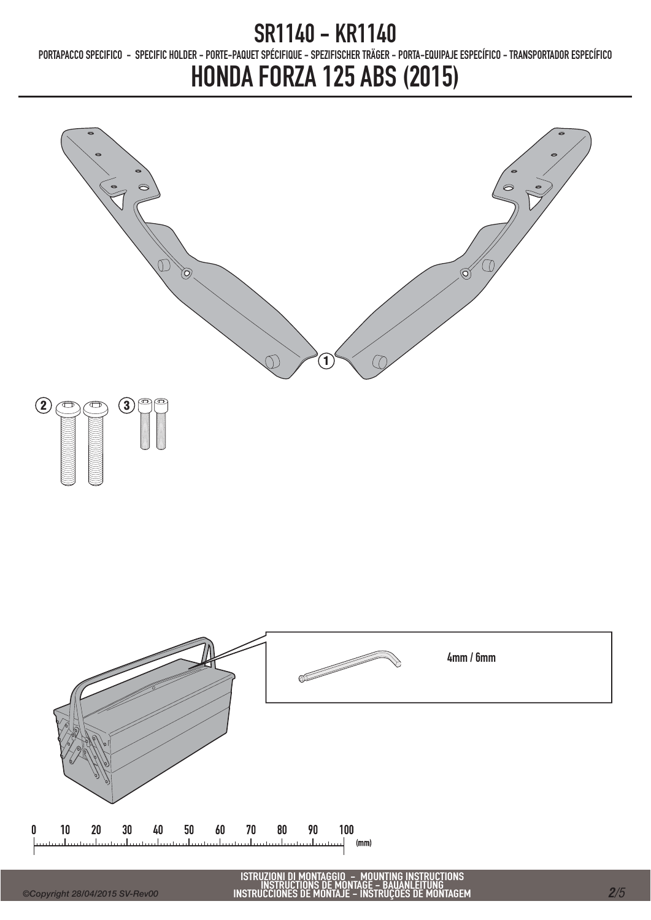# SR1140 - KR1140

PORTAPACCO SPECIFICO - SPECIFIC HOLDER - PORTE-PAQUET SPÉCIFIQUE - SPEZIFISCHER TRÄGER - PORTA-EQUIPAJE ESPECÍFICO - TRANSPORTADOR ESPECÍFICO

# HONDA FORZA 125 ABS (2015)

1

2

3

4mm / 6mm

0 10 20 30 40 50 60 70 80 90 100 (mm)

ISTRUZIONI DI MONTAGGIO - MOUNTING INSTRUCTIONS
INSTRUCTIONS DE MONTAGE - BAUANLEITUNG
INSTRUCCIONES DE MONTAJE - INSTRUÇOES DE MONTAGEM

*©Copyright 28/04/2015 SV-Rev00*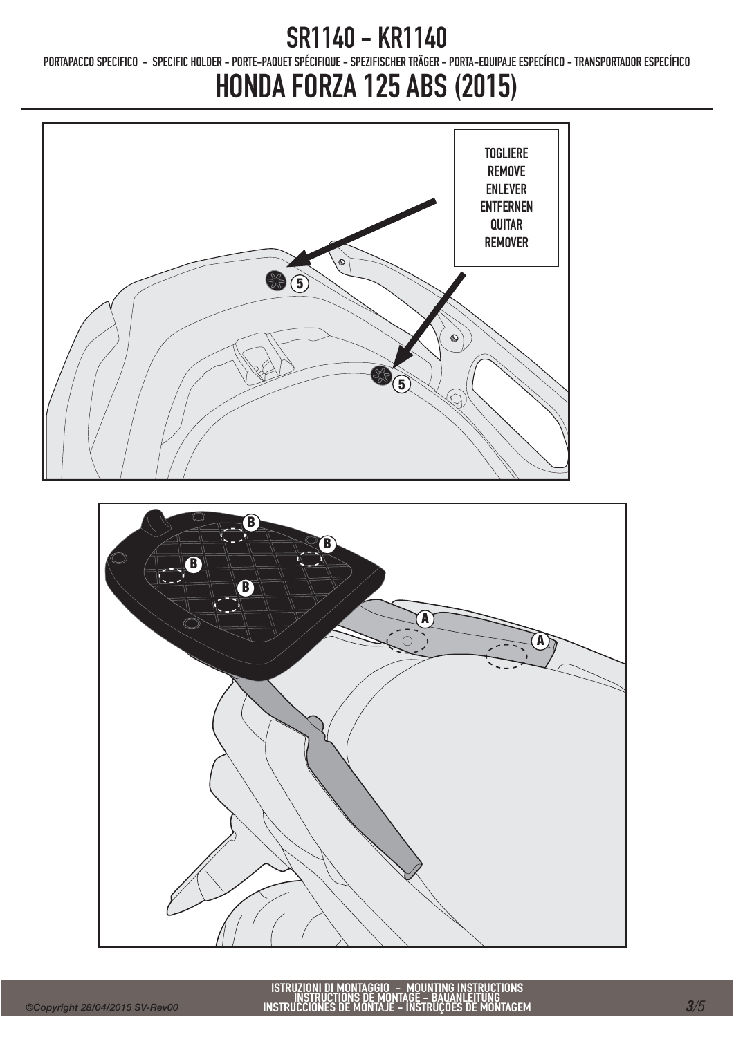# SR1140 - KR1140

PORTAPACCO SPECIFICO - SPECIFIC HOLDER - PORTE-PAQUET SPÉCIFIQUE - SPEZIFISCHER TRÄGER - PORTA-EQUIPAJE ESPECÍFICO - TRANSPORTADOR ESPECÍFICO

# HONDA FORZA 125 ABS (2015)

TOGLIERE
REMOVE
ENLEVER
ENTFERNEN
QUITAR
REMOVER

5

5

B

B

B

B

A

A

ISTRUZIONI DI MONTAGGIO - MOUNTING INSTRUCTIONS
INSTRUCTIONS DE MONTAGE - BAUANLEITUNG
INSTRUCCIONES DE MONTAJE - INSTRUÇÕES DE MONTAGEM

©Copyright 28/04/2015 SV-Rev00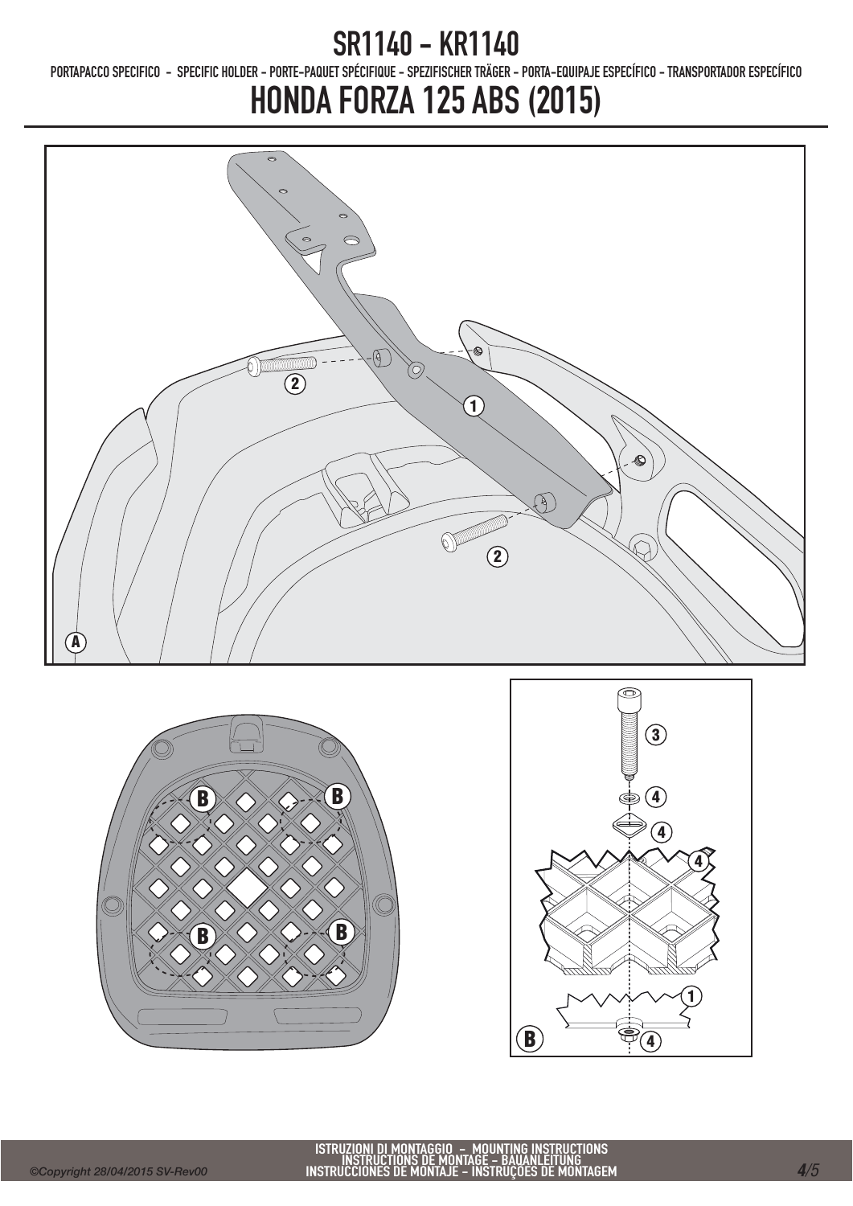# SR1140 - KR1140

PORTAPACCO SPECIFICO - SPECIFIC HOLDER - PORTE-PAQUET SPÉCIFIQUE - SPEZIFISCHER TRÄGER - PORTA-EQUIPAJE ESPECÍFICO - TRANSPORTADOR ESPECÍFICO

# HONDA FORZA 125 ABS (2015)

2

1

2

A

B B

B B

3

4

4

4

1

B 4

ISTRUZIONI DI MONTAGGIO - MOUNTING INSTRUCTIONS
INSTRUCTIONS DE MONTAGE - BAUANLEITUNG
INSTRUCCIONES DE MONTAJE - INSTRUÇÕES DE MONTAGEM

©Copyright 28/04/2015 SV-Rev00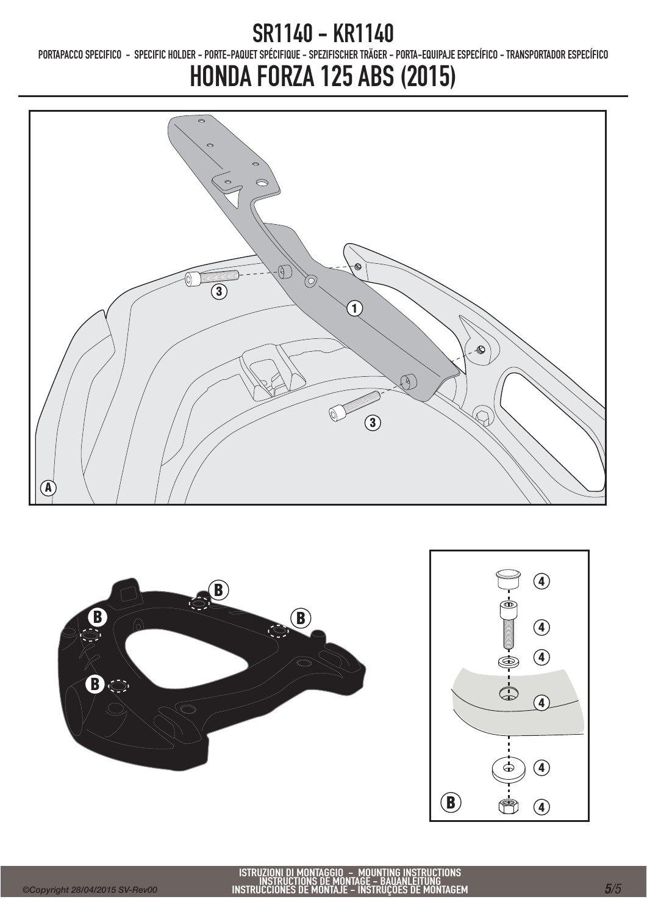# SR1140 - KR1140

PORTAPACCO SPECIFICO - SPECIFIC HOLDER - PORTE-PAQUET SPÉCIFIQUE - SPEZIFISCHER TRÄGER - PORTA-EQUIPAJE ESPECÍFICO - TRANSPORTADOR ESPECÍFICO

# HONDA FORZA 125 ABS (2015)

3

1

3

A

B

B

B

B

4

4

4

4

4

B

4

ISTRUZIONI DI MONTAGGIO - MOUNTING INSTRUCTIONS
INSTRUCTIONS DE MONTAGE - BAUANLEITUNG
INSTRUCCIONES DE MONTAJE - INSTRUÇOES DE MONTAGEM

*©Copyright 28/04/2015 SV-Rev00*